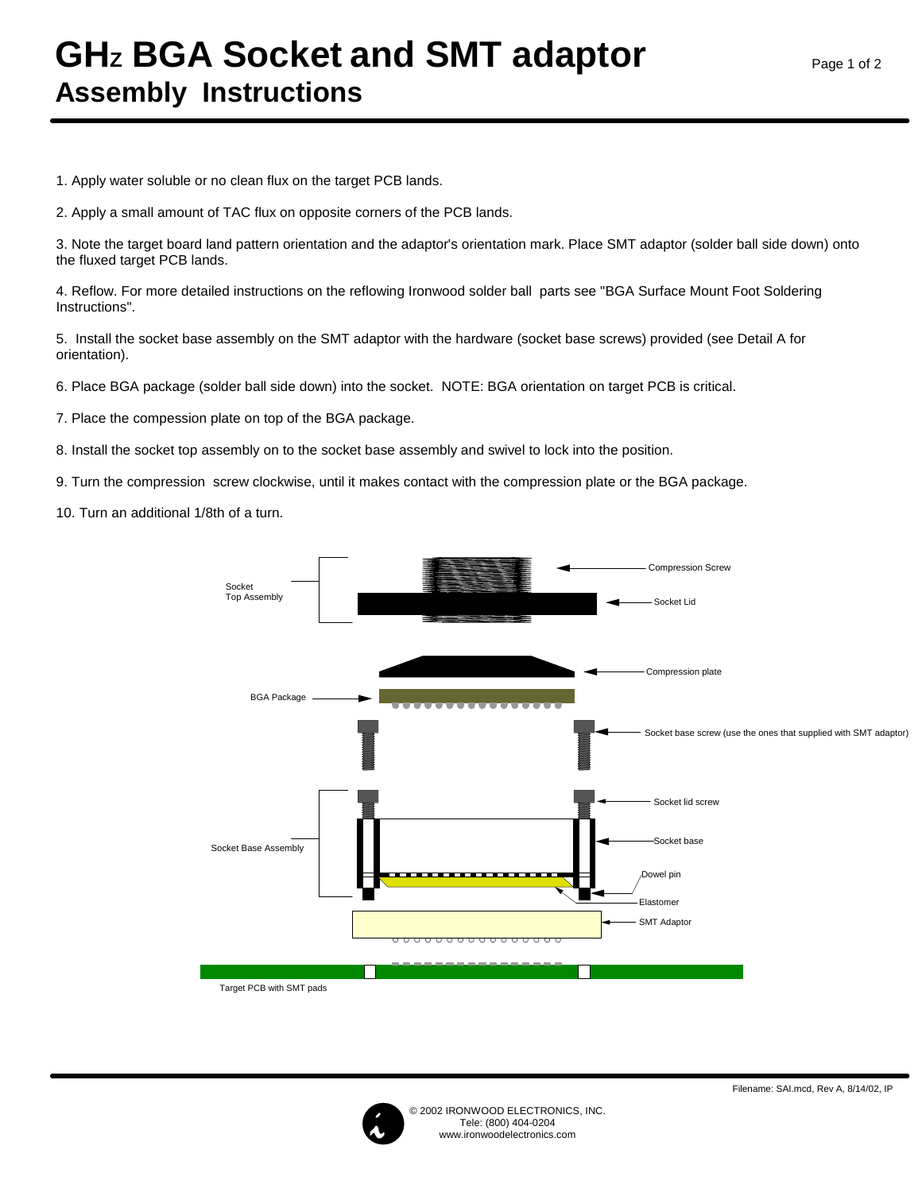# GHz BGA Socket and SMT adaptor
## Assembly Instructions

1. Apply water soluble or no clean flux on the target PCB lands.

2. Apply a small amount of TAC flux on opposite corners of the PCB lands.

3. Note the target board land pattern orientation and the adaptor's orientation mark. Place SMT adaptor (solder ball side down) onto the fluxed target PCB lands.

4. Reflow. For more detailed instructions on the reflowing Ironwood solder ball parts see "BGA Surface Mount Foot Soldering Instructions".

5. Install the socket base assembly on the SMT adaptor with the hardware (socket base screws) provided (see Detail A for orientation).

6. Place BGA package (solder ball side down) into the socket. NOTE: BGA orientation on target PCB is critical.

7. Place the compession plate on top of the BGA package.

8. Install the socket top assembly on to the socket base assembly and swivel to lock into the position.

9. Turn the compression screw clockwise, until it makes contact with the compression plate or the BGA package.

10. Turn an additional 1/8th of a turn.

Socket Top Assembly
Compression Screw
Socket Lid
Compression plate
BGA Package
Socket base screw (use the ones that supplied with SMT adaptor)
Socket lid screw
Socket Base Assembly
Socket base
Dowel pin
Elastomer
SMT Adaptor
Target PCB with SMT pads

Filename: SAI.mcd, Rev A, 8/14/02, IP

© 2002 IRONWOOD ELECTRONICS, INC.
Tele: (800) 404-0204
www.ironwoodelectronics.com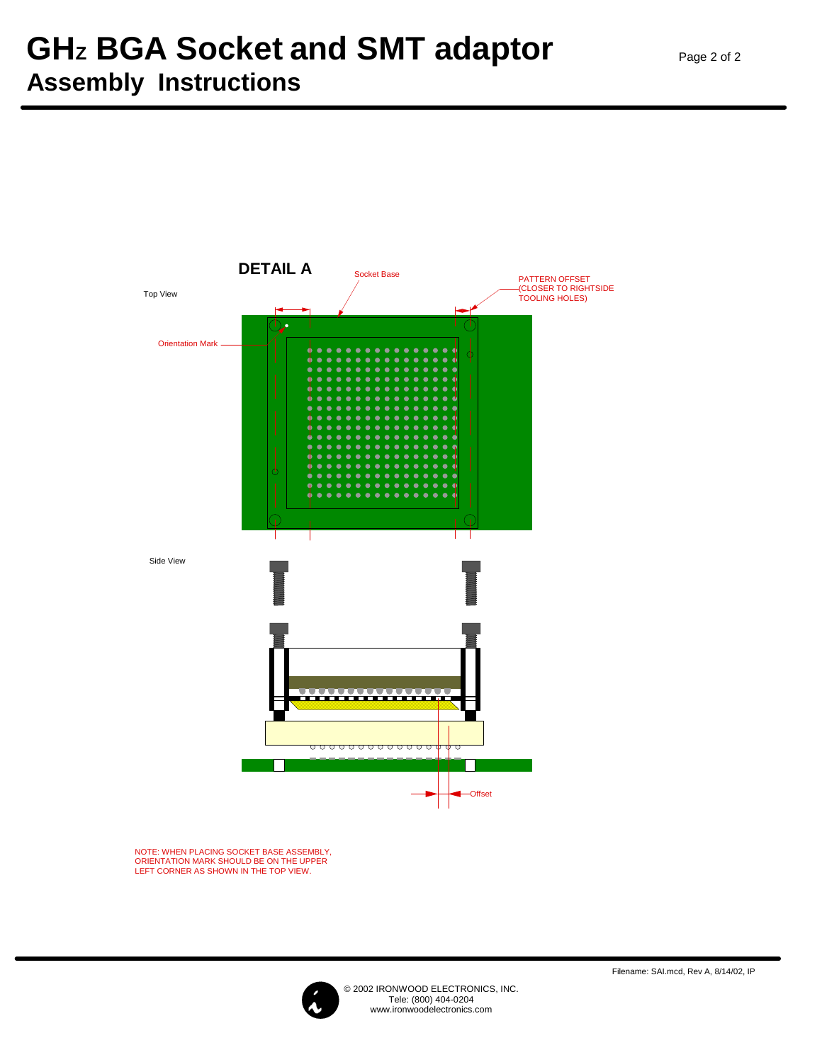# GHz BGA Socket and SMT adaptor

## Assembly Instructions

**DETAIL A**

Top View

Socket Base

PATTERN OFFSET (CLOSER TO RIGHTSIDE TOOLING HOLES)

Orientation Mark

Side View

Offset

NOTE: WHEN PLACING SOCKET BASE ASSEMBLY, ORIENTATION MARK SHOULD BE ON THE UPPER LEFT CORNER AS SHOWN IN THE TOP VIEW.

Filename: SAI.mcd, Rev A, 8/14/02, IP

© 2002 IRONWOOD ELECTRONICS, INC.
Tele: (800) 404-0204
www.ironwoodelectronics.com